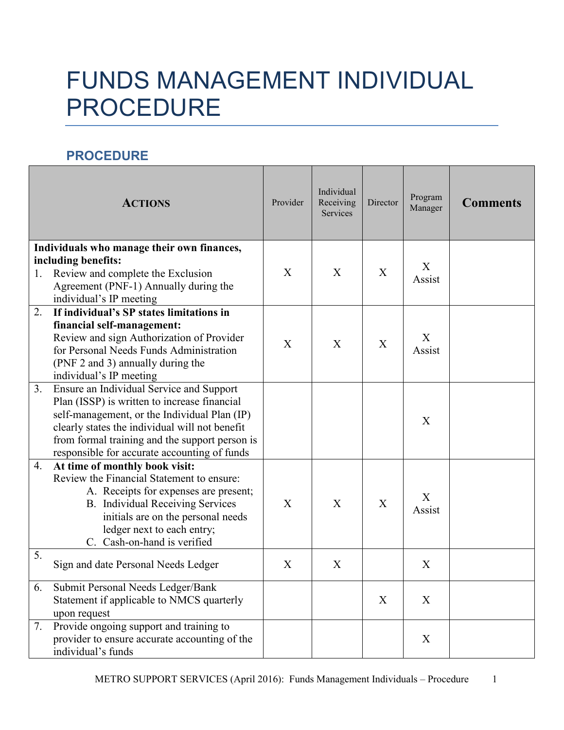# FUNDS MANAGEMENT INDIVIDUAL PROCEDURE

## PROCEDURE

| ACTIONS | Provider | Individual Receiving Services | Director | Program Manager | Comments |
|---|---|---|---|---|---|
| **Individuals who manage their own finances, including benefits:**<br>1. Review and complete the Exclusion Agreement (PNF-1) Annually during the individual's IP meeting | X | X | X | X Assist | |
| 2. **If individual's SP states limitations in financial self-management:**<br>Review and sign Authorization of Provider for Personal Needs Funds Administration (PNF 2 and 3) annually during the individual's IP meeting | X | X | X | X Assist | |
| 3. Ensure an Individual Service and Support Plan (ISSP) is written to increase financial self-management, or the Individual Plan (IP) clearly states the individual will not benefit from formal training and the support person is responsible for accurate accounting of funds | | | | X | |
| 4. **At time of monthly book visit:**<br>Review the Financial Statement to ensure:<br>A. Receipts for expenses are present;<br>B. Individual Receiving Services initials are on the personal needs ledger next to each entry;<br>C. Cash-on-hand is verified | X | X | X | X Assist | |
| 5. Sign and date Personal Needs Ledger | X | X | | X | |
| 6. Submit Personal Needs Ledger/Bank Statement if applicable to NMCS quarterly upon request | | | X | X | |
| 7. Provide ongoing support and training to provider to ensure accurate accounting of the individual's funds | | | | X | |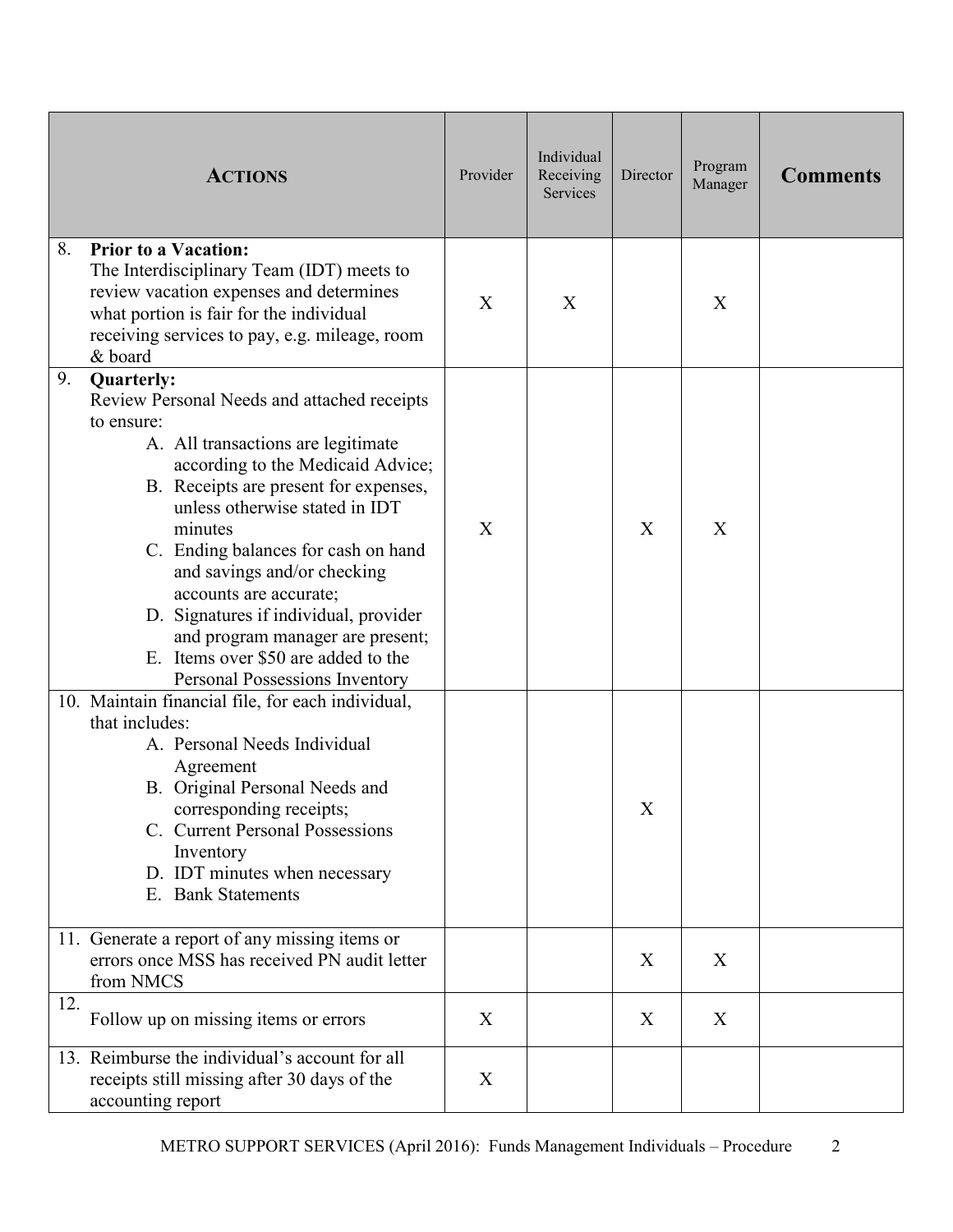| **ACTIONS** | Provider | Individual Receiving Services | Director | Program Manager | **Comments** |
|---|---|---|---|---|---|
| 8. **Prior to a Vacation:** The Interdisciplinary Team (IDT) meets to review vacation expenses and determines what portion is fair for the individual receiving services to pay, e.g. mileage, room & board | X | X | | X | |
| 9. **Quarterly:** Review Personal Needs and attached receipts to ensure: A. All transactions are legitimate according to the Medicaid Advice; B. Receipts are present for expenses, unless otherwise stated in IDT minutes C. Ending balances for cash on hand and savings and/or checking accounts are accurate; D. Signatures if individual, provider and program manager are present; E. Items over $50 are added to the Personal Possessions Inventory | X | | X | X | |
| 10. Maintain financial file, for each individual, that includes: A. Personal Needs Individual Agreement B. Original Personal Needs and corresponding receipts; C. Current Personal Possessions Inventory D. IDT minutes when necessary E. Bank Statements | | | X | | |
| 11. Generate a report of any missing items or errors once MSS has received PN audit letter from NMCS | | | X | X | |
| 12. Follow up on missing items or errors | X | | X | X | |
| 13. Reimburse the individual's account for all receipts still missing after 30 days of the accounting report | X | | | | |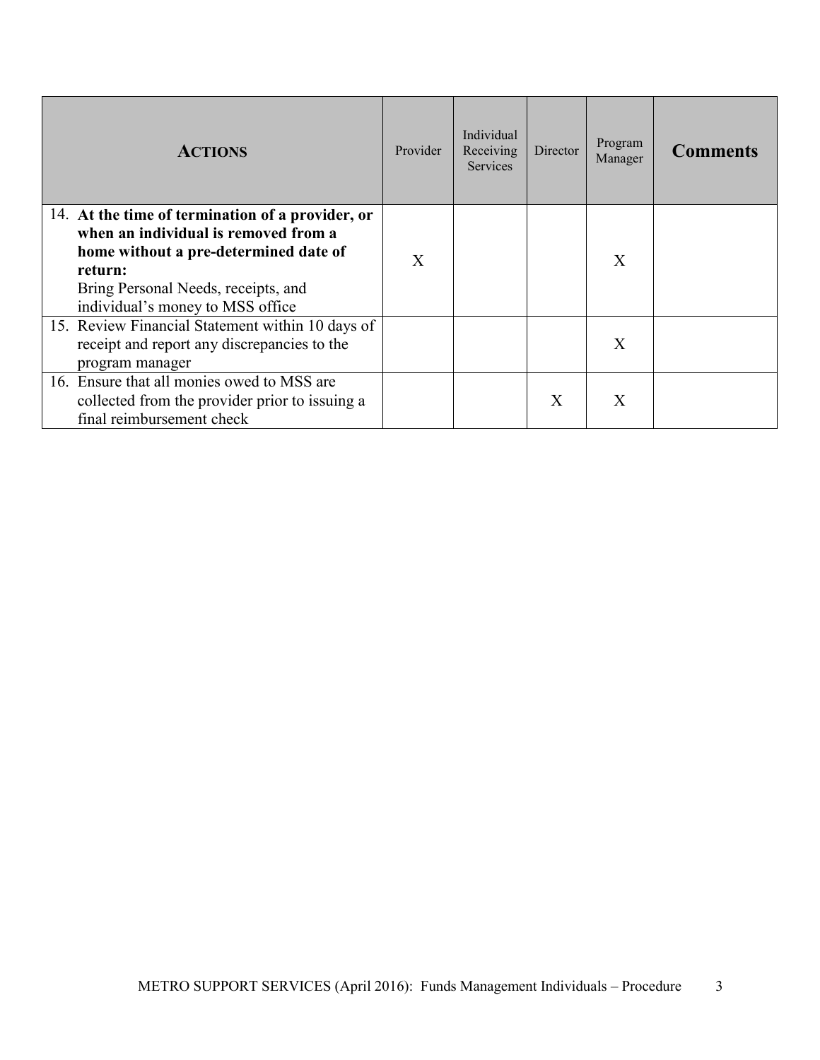| **ACTIONS** | Provider | Individual Receiving Services | Director | Program Manager | **Comments** |
|---|---|---|---|---|---|
| 14. **At the time of termination of a provider, or when an individual is removed from a home without a pre-determined date of return:** Bring Personal Needs, receipts, and individual's money to MSS office | X | | | X | |
| 15. Review Financial Statement within 10 days of receipt and report any discrepancies to the program manager | | | | X | |
| 16. Ensure that all monies owed to MSS are collected from the provider prior to issuing a final reimbursement check | | | X | X | |